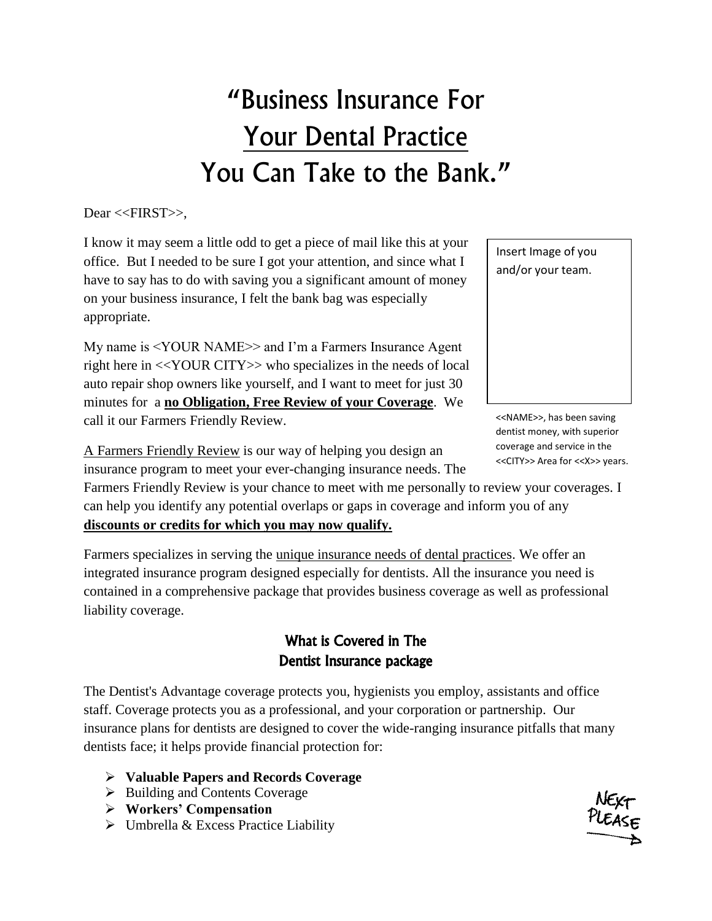# "Business Insurance For Your Dental Practice You Can Take to the Bank."

Dear <<FIRST>>,

I know it may seem a little odd to get a piece of mail like this at your office. But I needed to be sure I got your attention, and since what I have to say has to do with saving you a significant amount of money on your business insurance, I felt the bank bag was especially appropriate.

Insert Image of you and/or your team.

<<NAME>>, has been saving dentist money, with superior coverage and service in the <<CITY>> Area for <<X>> years.

My name is <YOUR NAME>> and I'm a Farmers Insurance Agent right here in <<YOUR CITY>> who specializes in the needs of local auto repair shop owners like yourself, and I want to meet for just 30 minutes for a **no Obligation, Free Review of your Coverage**. We call it our Farmers Friendly Review.

A Farmers Friendly Review is our way of helping you design an insurance program to meet your ever-changing insurance needs. The Farmers Friendly Review is your chance to meet with me personally to review your coverages. I can help you identify any potential overlaps or gaps in coverage and inform you of any **discounts or credits for which you may now qualify.**

Farmers specializes in serving the unique insurance needs of dental practices. We offer an integrated insurance program designed especially for dentists. All the insurance you need is contained in a comprehensive package that provides business coverage as well as professional liability coverage.

## What is Covered in The Dentist Insurance package

The Dentist's Advantage coverage protects you, hygienists you employ, assistants and office staff. Coverage protects you as a professional, and your corporation or partnership. Our insurance plans for dentists are designed to cover the wide-ranging insurance pitfalls that many dentists face; it helps provide financial protection for:

- **Valuable Papers and Records Coverage**
- Building and Contents Coverage
- **Workers' Compensation**
- Umbrella & Excess Practice Liability

NEXT PLEASE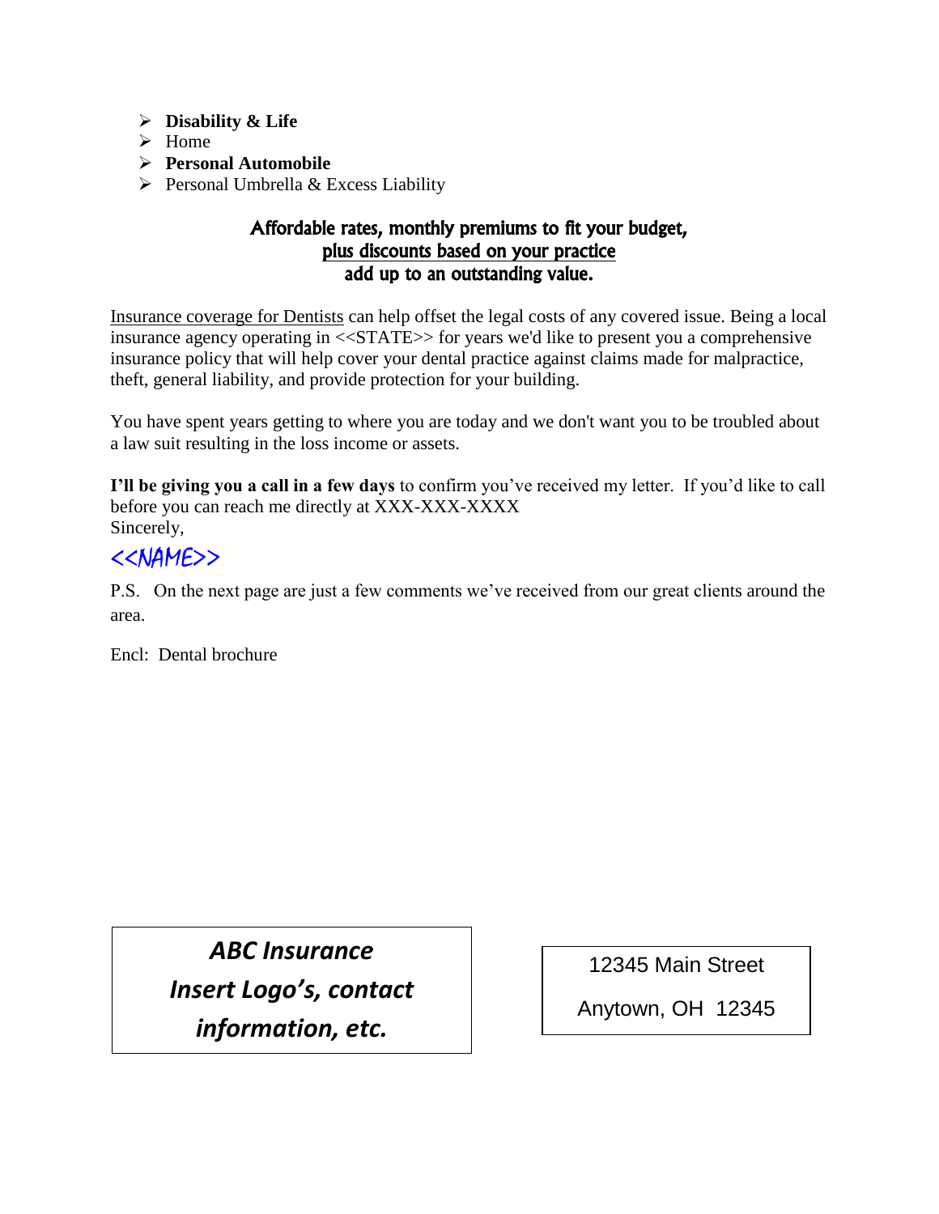- **Disability & Life**
- Home
- **Personal Automobile**
- Personal Umbrella & Excess Liability

**Affordable rates, monthly premiums to fit your budget,**
**plus discounts based on your practice**
**add up to an outstanding value.**

Insurance coverage for Dentists can help offset the legal costs of any covered issue. Being a local insurance agency operating in <<STATE>> for years we'd like to present you a comprehensive insurance policy that will help cover your dental practice against claims made for malpractice, theft, general liability, and provide protection for your building.

You have spent years getting to where you are today and we don't want you to be troubled about a law suit resulting in the loss income or assets.

**I'll be giving you a call in a few days** to confirm you've received my letter. If you'd like to call before you can reach me directly at XXX-XXX-XXXX
Sincerely,

<<NAME>>

P.S. On the next page are just a few comments we've received from our great clients around the area.

Encl: Dental brochure

***ABC Insurance***
***Insert Logo's, contact information, etc.***

12345 Main Street
Anytown, OH 12345